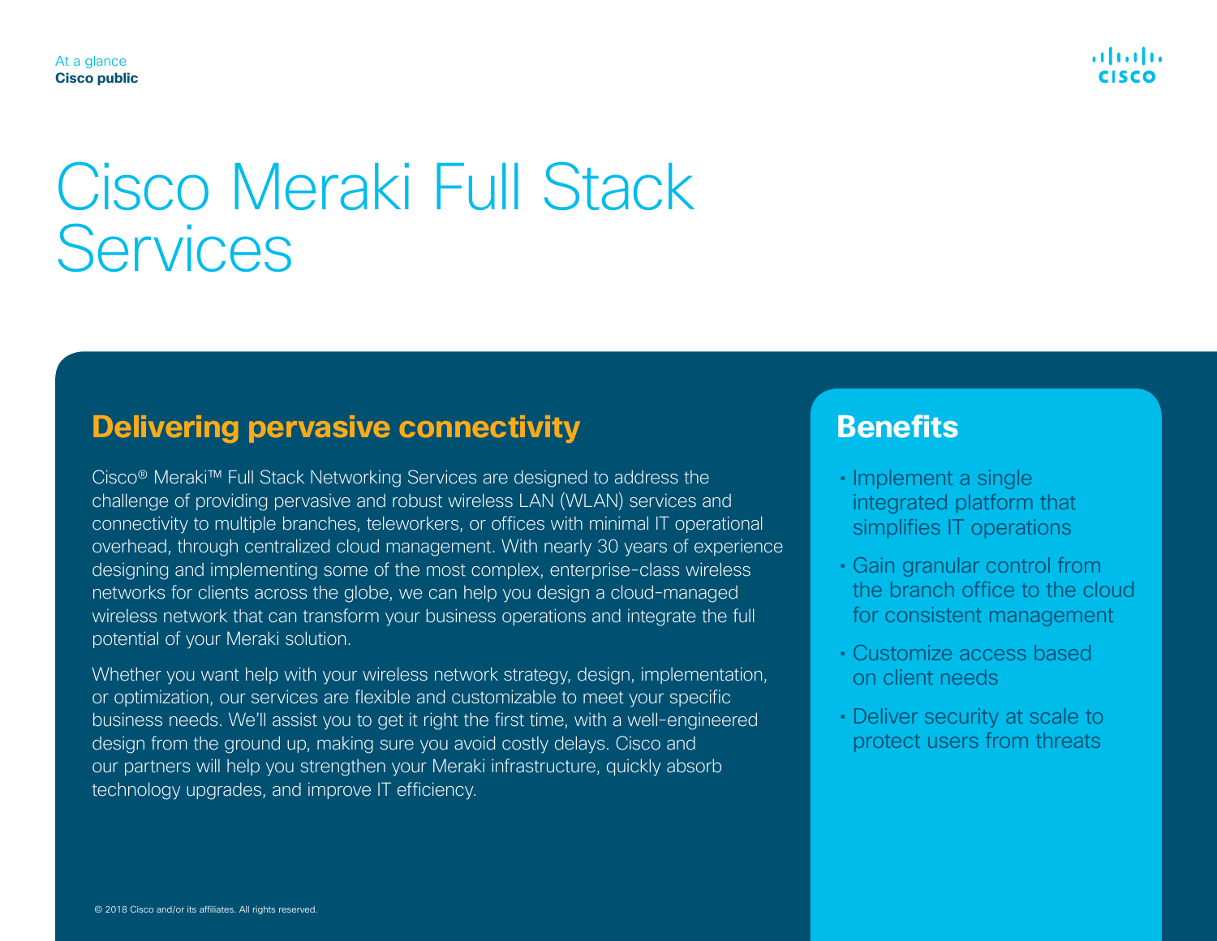At a glance
**Cisco public**

# Cisco Meraki Full Stack Services

## Delivering pervasive connectivity

Cisco® Meraki™ Full Stack Networking Services are designed to address the challenge of providing pervasive and robust wireless LAN (WLAN) services and connectivity to multiple branches, teleworkers, or offices with minimal IT operational overhead, through centralized cloud management. With nearly 30 years of experience designing and implementing some of the most complex, enterprise-class wireless networks for clients across the globe, we can help you design a cloud-managed wireless network that can transform your business operations and integrate the full potential of your Meraki solution.

Whether you want help with your wireless network strategy, design, implementation, or optimization, our services are flexible and customizable to meet your specific business needs. We'll assist you to get it right the first time, with a well-engineered design from the ground up, making sure you avoid costly delays. Cisco and our partners will help you strengthen your Meraki infrastructure, quickly absorb technology upgrades, and improve IT efficiency.

## Benefits

- Implement a single integrated platform that simplifies IT operations
- Gain granular control from the branch office to the cloud for consistent management
- Customize access based on client needs
- Deliver security at scale to protect users from threats

© 2018 Cisco and/or its affiliates. All rights reserved.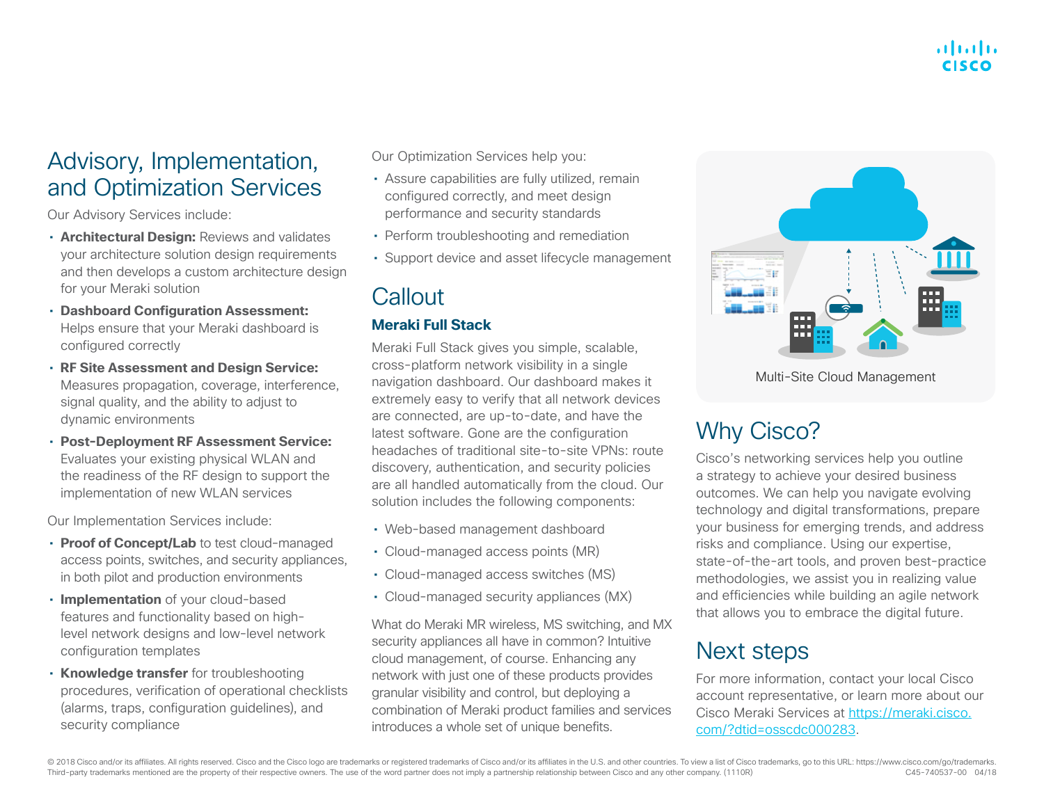# Advisory, Implementation, and Optimization Services

Our Advisory Services include:

- **Architectural Design:** Reviews and validates your architecture solution design requirements and then develops a custom architecture design for your Meraki solution
- **Dashboard Configuration Assessment:** Helps ensure that your Meraki dashboard is configured correctly
- **RF Site Assessment and Design Service:** Measures propagation, coverage, interference, signal quality, and the ability to adjust to dynamic environments
- **Post-Deployment RF Assessment Service:** Evaluates your existing physical WLAN and the readiness of the RF design to support the implementation of new WLAN services

Our Implementation Services include:

- **Proof of Concept/Lab** to test cloud-managed access points, switches, and security appliances, in both pilot and production environments
- **Implementation** of your cloud-based features and functionality based on high-level network designs and low-level network configuration templates
- **Knowledge transfer** for troubleshooting procedures, verification of operational checklists (alarms, traps, configuration guidelines), and security compliance

Our Optimization Services help you:

- Assure capabilities are fully utilized, remain configured correctly, and meet design performance and security standards
- Perform troubleshooting and remediation
- Support device and asset lifecycle management

# Callout

### Meraki Full Stack

Meraki Full Stack gives you simple, scalable, cross-platform network visibility in a single navigation dashboard. Our dashboard makes it extremely easy to verify that all network devices are connected, are up-to-date, and have the latest software. Gone are the configuration headaches of traditional site-to-site VPNs: route discovery, authentication, and security policies are all handled automatically from the cloud. Our solution includes the following components:

- Web-based management dashboard
- Cloud-managed access points (MR)
- Cloud-managed access switches (MS)
- Cloud-managed security appliances (MX)

What do Meraki MR wireless, MS switching, and MX security appliances all have in common? Intuitive cloud management, of course. Enhancing any network with just one of these products provides granular visibility and control, but deploying a combination of Meraki product families and services introduces a whole set of unique benefits.

Multi-Site Cloud Management

# Why Cisco?

Cisco's networking services help you outline a strategy to achieve your desired business outcomes. We can help you navigate evolving technology and digital transformations, prepare your business for emerging trends, and address risks and compliance. Using our expertise, state-of-the-art tools, and proven best-practice methodologies, we assist you in realizing value and efficiencies while building an agile network that allows you to embrace the digital future.

# Next steps

For more information, contact your local Cisco account representative, or learn more about our Cisco Meraki Services at [https://meraki.cisco.com/?dtid=osscdc000283](https://meraki.cisco.com/?dtid=osscdc000283).

© 2018 Cisco and/or its affiliates. All rights reserved. Cisco and the Cisco logo are trademarks or registered trademarks of Cisco and/or its affiliates in the U.S. and other countries. To view a list of Cisco trademarks, go to this URL: https://www.cisco.com/go/trademarks. Third-party trademarks mentioned are the property of their respective owners. The use of the word partner does not imply a partnership relationship between Cisco and any other company. (1110R)

C45-740537-00 04/18